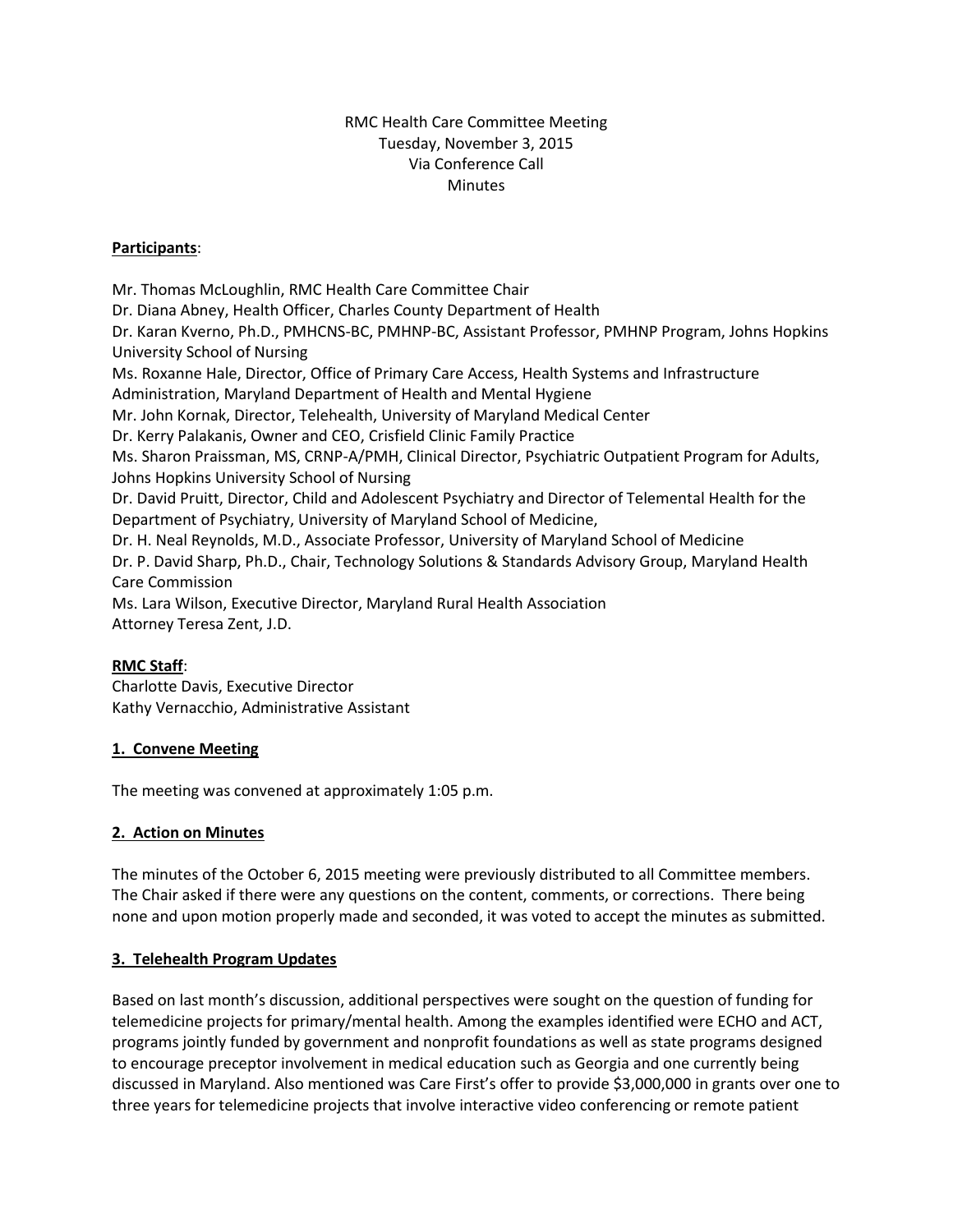RMC Health Care Committee Meeting
Tuesday, November 3, 2015
Via Conference Call
Minutes

**Participants**:

Mr. Thomas McLoughlin, RMC Health Care Committee Chair
Dr. Diana Abney, Health Officer, Charles County Department of Health
Dr. Karan Kverno, Ph.D., PMHCNS-BC, PMHNP-BC, Assistant Professor, PMHNP Program, Johns Hopkins University School of Nursing
Ms. Roxanne Hale, Director, Office of Primary Care Access, Health Systems and Infrastructure Administration, Maryland Department of Health and Mental Hygiene
Mr. John Kornak, Director, Telehealth, University of Maryland Medical Center
Dr. Kerry Palakanis, Owner and CEO, Crisfield Clinic Family Practice
Ms. Sharon Praissman, MS, CRNP-A/PMH, Clinical Director, Psychiatric Outpatient Program for Adults, Johns Hopkins University School of Nursing
Dr. David Pruitt, Director, Child and Adolescent Psychiatry and Director of Telemental Health for the Department of Psychiatry, University of Maryland School of Medicine,
Dr. H. Neal Reynolds, M.D., Associate Professor, University of Maryland School of Medicine
Dr. P. David Sharp, Ph.D., Chair, Technology Solutions & Standards Advisory Group, Maryland Health Care Commission
Ms. Lara Wilson, Executive Director, Maryland Rural Health Association
Attorney Teresa Zent, J.D.

**RMC Staff**:
Charlotte Davis, Executive Director
Kathy Vernacchio, Administrative Assistant

## 1. Convene Meeting

The meeting was convened at approximately 1:05 p.m.

## 2. Action on Minutes

The minutes of the October 6, 2015 meeting were previously distributed to all Committee members. The Chair asked if there were any questions on the content, comments, or corrections. There being none and upon motion properly made and seconded, it was voted to accept the minutes as submitted.

## 3. Telehealth Program Updates

Based on last month's discussion, additional perspectives were sought on the question of funding for telemedicine projects for primary/mental health. Among the examples identified were ECHO and ACT, programs jointly funded by government and nonprofit foundations as well as state programs designed to encourage preceptor involvement in medical education such as Georgia and one currently being discussed in Maryland. Also mentioned was Care First's offer to provide $3,000,000 in grants over one to three years for telemedicine projects that involve interactive video conferencing or remote patient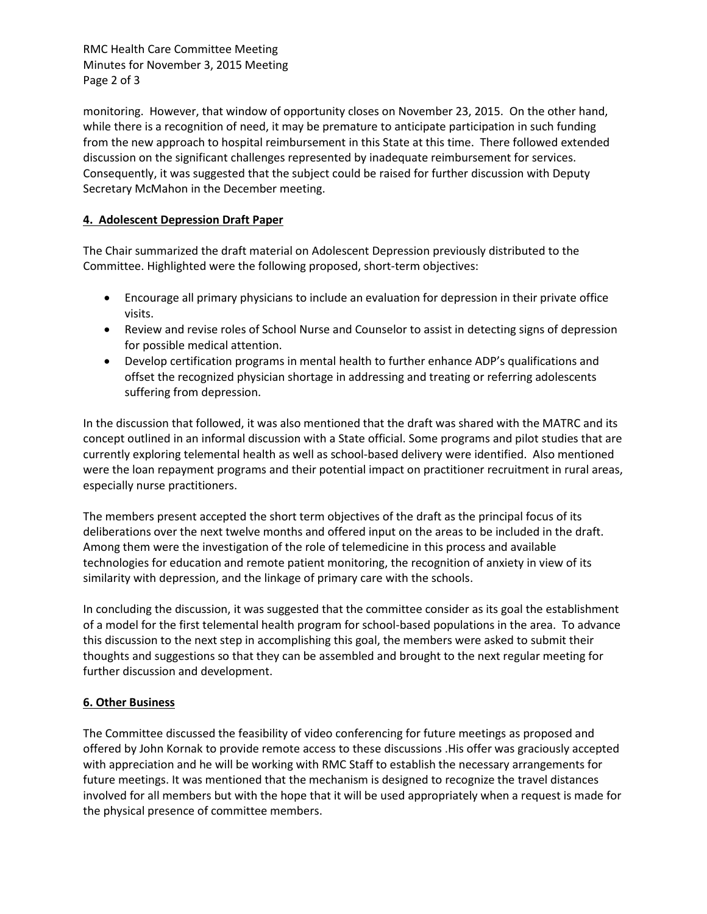monitoring. However, that window of opportunity closes on November 23, 2015. On the other hand, while there is a recognition of need, it may be premature to anticipate participation in such funding from the new approach to hospital reimbursement in this State at this time. There followed extended discussion on the significant challenges represented by inadequate reimbursement for services. Consequently, it was suggested that the subject could be raised for further discussion with Deputy Secretary McMahon in the December meeting.

**4. Adolescent Depression Draft Paper**

The Chair summarized the draft material on Adolescent Depression previously distributed to the Committee. Highlighted were the following proposed, short-term objectives:

- Encourage all primary physicians to include an evaluation for depression in their private office visits.
- Review and revise roles of School Nurse and Counselor to assist in detecting signs of depression for possible medical attention.
- Develop certification programs in mental health to further enhance ADP's qualifications and offset the recognized physician shortage in addressing and treating or referring adolescents suffering from depression.

In the discussion that followed, it was also mentioned that the draft was shared with the MATRC and its concept outlined in an informal discussion with a State official. Some programs and pilot studies that are currently exploring telemental health as well as school-based delivery were identified. Also mentioned were the loan repayment programs and their potential impact on practitioner recruitment in rural areas, especially nurse practitioners.

The members present accepted the short term objectives of the draft as the principal focus of its deliberations over the next twelve months and offered input on the areas to be included in the draft. Among them were the investigation of the role of telemedicine in this process and available technologies for education and remote patient monitoring, the recognition of anxiety in view of its similarity with depression, and the linkage of primary care with the schools.

In concluding the discussion, it was suggested that the committee consider as its goal the establishment of a model for the first telemental health program for school-based populations in the area. To advance this discussion to the next step in accomplishing this goal, the members were asked to submit their thoughts and suggestions so that they can be assembled and brought to the next regular meeting for further discussion and development.

**6. Other Business**

The Committee discussed the feasibility of video conferencing for future meetings as proposed and offered by John Kornak to provide remote access to these discussions .His offer was graciously accepted with appreciation and he will be working with RMC Staff to establish the necessary arrangements for future meetings. It was mentioned that the mechanism is designed to recognize the travel distances involved for all members but with the hope that it will be used appropriately when a request is made for the physical presence of committee members.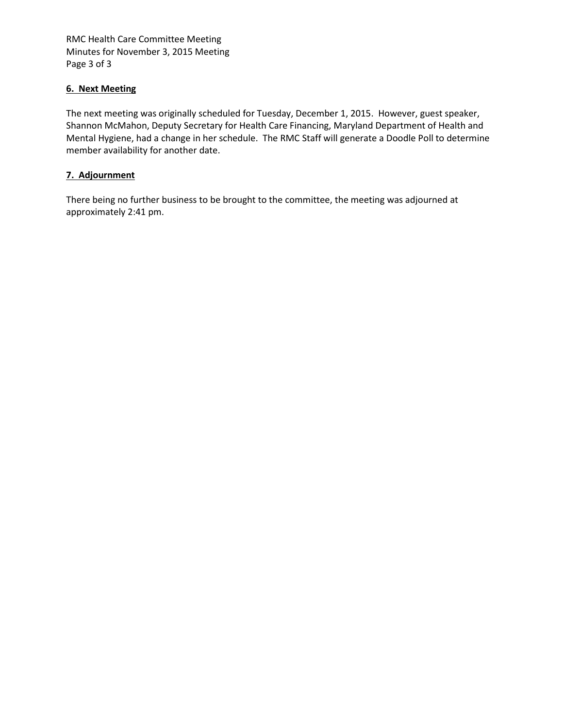**6. Next Meeting**

The next meeting was originally scheduled for Tuesday, December 1, 2015. However, guest speaker, Shannon McMahon, Deputy Secretary for Health Care Financing, Maryland Department of Health and Mental Hygiene, had a change in her schedule. The RMC Staff will generate a Doodle Poll to determine member availability for another date.

**7. Adjournment**

There being no further business to be brought to the committee, the meeting was adjourned at approximately 2:41 pm.